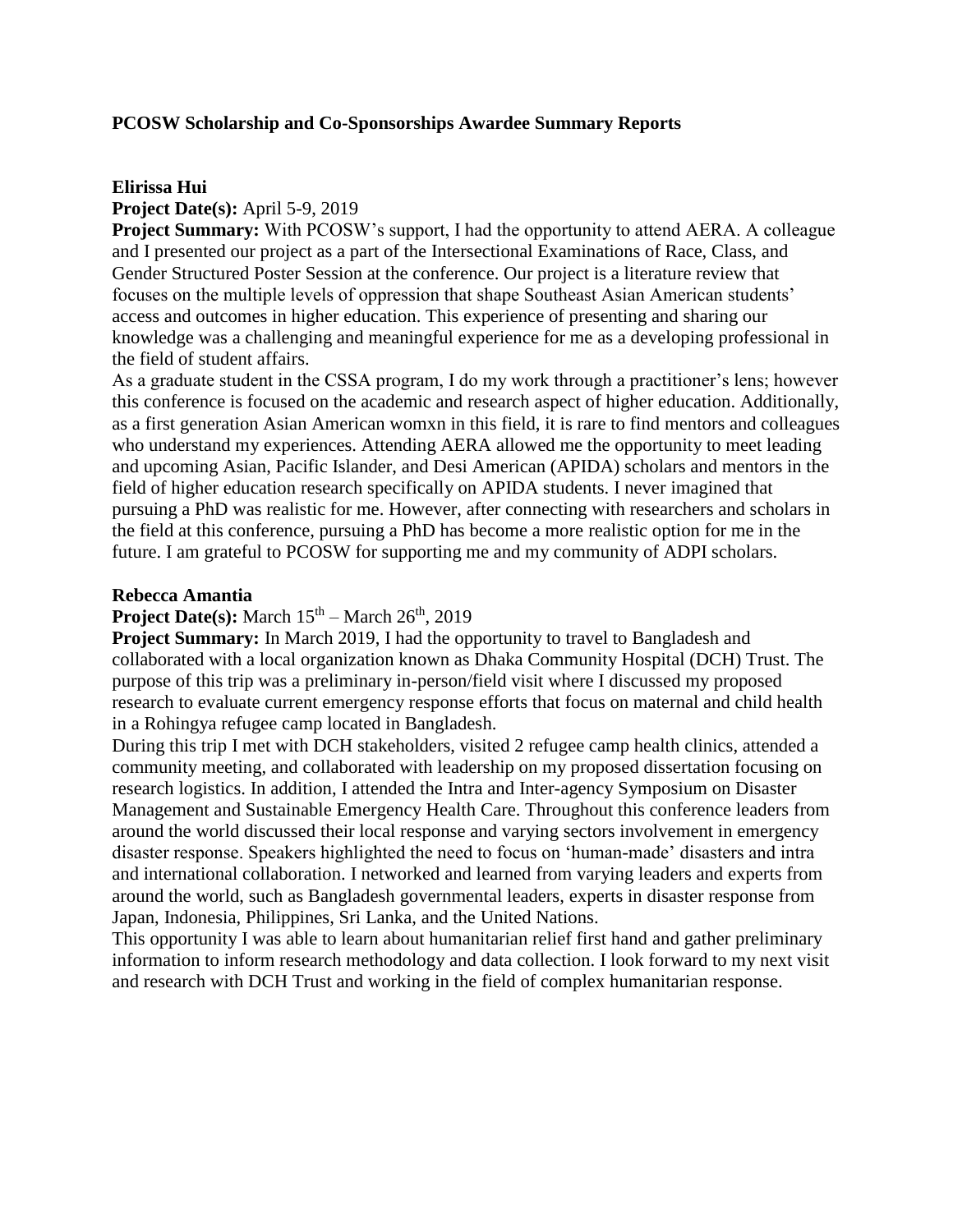**PCOSW Scholarship and Co-Sponsorships Awardee Summary Reports**

**Elirissa Hui**
**Project Date(s):** April 5-9, 2019
**Project Summary:** With PCOSW's support, I had the opportunity to attend AERA. A colleague and I presented our project as a part of the Intersectional Examinations of Race, Class, and Gender Structured Poster Session at the conference. Our project is a literature review that focuses on the multiple levels of oppression that shape Southeast Asian American students' access and outcomes in higher education. This experience of presenting and sharing our knowledge was a challenging and meaningful experience for me as a developing professional in the field of student affairs.

As a graduate student in the CSSA program, I do my work through a practitioner's lens; however this conference is focused on the academic and research aspect of higher education. Additionally, as a first generation Asian American womxn in this field, it is rare to find mentors and colleagues who understand my experiences. Attending AERA allowed me the opportunity to meet leading and upcoming Asian, Pacific Islander, and Desi American (APIDA) scholars and mentors in the field of higher education research specifically on APIDA students. I never imagined that pursuing a PhD was realistic for me. However, after connecting with researchers and scholars in the field at this conference, pursuing a PhD has become a more realistic option for me in the future. I am grateful to PCOSW for supporting me and my community of ADPI scholars.

**Rebecca Amantia**
**Project Date(s):** March 15th – March 26th, 2019
**Project Summary:** In March 2019, I had the opportunity to travel to Bangladesh and collaborated with a local organization known as Dhaka Community Hospital (DCH) Trust. The purpose of this trip was a preliminary in-person/field visit where I discussed my proposed research to evaluate current emergency response efforts that focus on maternal and child health in a Rohingya refugee camp located in Bangladesh.

During this trip I met with DCH stakeholders, visited 2 refugee camp health clinics, attended a community meeting, and collaborated with leadership on my proposed dissertation focusing on research logistics. In addition, I attended the Intra and Inter-agency Symposium on Disaster Management and Sustainable Emergency Health Care. Throughout this conference leaders from around the world discussed their local response and varying sectors involvement in emergency disaster response. Speakers highlighted the need to focus on 'human-made' disasters and intra and international collaboration. I networked and learned from varying leaders and experts from around the world, such as Bangladesh governmental leaders, experts in disaster response from Japan, Indonesia, Philippines, Sri Lanka, and the United Nations.

This opportunity I was able to learn about humanitarian relief first hand and gather preliminary information to inform research methodology and data collection. I look forward to my next visit and research with DCH Trust and working in the field of complex humanitarian response.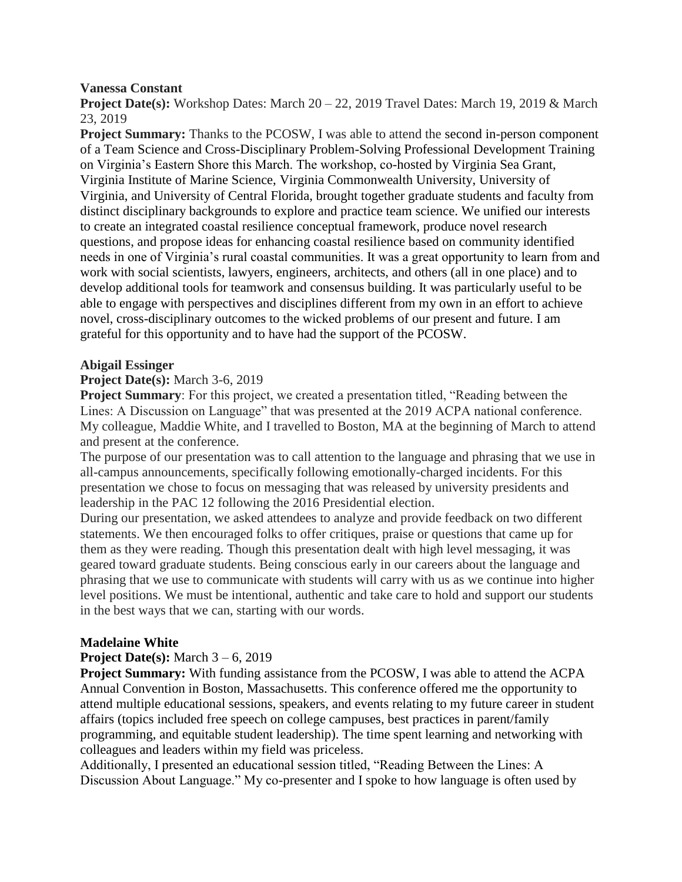**Vanessa Constant**

**Project Date(s):** Workshop Dates: March 20 – 22, 2019 Travel Dates: March 19, 2019 & March 23, 2019

**Project Summary:** Thanks to the PCOSW, I was able to attend the second in-person component of a Team Science and Cross-Disciplinary Problem-Solving Professional Development Training on Virginia's Eastern Shore this March. The workshop, co-hosted by Virginia Sea Grant, Virginia Institute of Marine Science, Virginia Commonwealth University, University of Virginia, and University of Central Florida, brought together graduate students and faculty from distinct disciplinary backgrounds to explore and practice team science. We unified our interests to create an integrated coastal resilience conceptual framework, produce novel research questions, and propose ideas for enhancing coastal resilience based on community identified needs in one of Virginia's rural coastal communities. It was a great opportunity to learn from and work with social scientists, lawyers, engineers, architects, and others (all in one place) and to develop additional tools for teamwork and consensus building. It was particularly useful to be able to engage with perspectives and disciplines different from my own in an effort to achieve novel, cross-disciplinary outcomes to the wicked problems of our present and future. I am grateful for this opportunity and to have had the support of the PCOSW.

**Abigail Essinger**

**Project Date(s):** March 3-6, 2019

**Project Summary**: For this project, we created a presentation titled, "Reading between the Lines: A Discussion on Language" that was presented at the 2019 ACPA national conference. My colleague, Maddie White, and I travelled to Boston, MA at the beginning of March to attend and present at the conference.

The purpose of our presentation was to call attention to the language and phrasing that we use in all-campus announcements, specifically following emotionally-charged incidents. For this presentation we chose to focus on messaging that was released by university presidents and leadership in the PAC 12 following the 2016 Presidential election.

During our presentation, we asked attendees to analyze and provide feedback on two different statements. We then encouraged folks to offer critiques, praise or questions that came up for them as they were reading. Though this presentation dealt with high level messaging, it was geared toward graduate students. Being conscious early in our careers about the language and phrasing that we use to communicate with students will carry with us as we continue into higher level positions. We must be intentional, authentic and take care to hold and support our students in the best ways that we can, starting with our words.

**Madelaine White**

**Project Date(s):** March 3 – 6, 2019

**Project Summary:** With funding assistance from the PCOSW, I was able to attend the ACPA Annual Convention in Boston, Massachusetts. This conference offered me the opportunity to attend multiple educational sessions, speakers, and events relating to my future career in student affairs (topics included free speech on college campuses, best practices in parent/family programming, and equitable student leadership). The time spent learning and networking with colleagues and leaders within my field was priceless.

Additionally, I presented an educational session titled, "Reading Between the Lines: A Discussion About Language." My co-presenter and I spoke to how language is often used by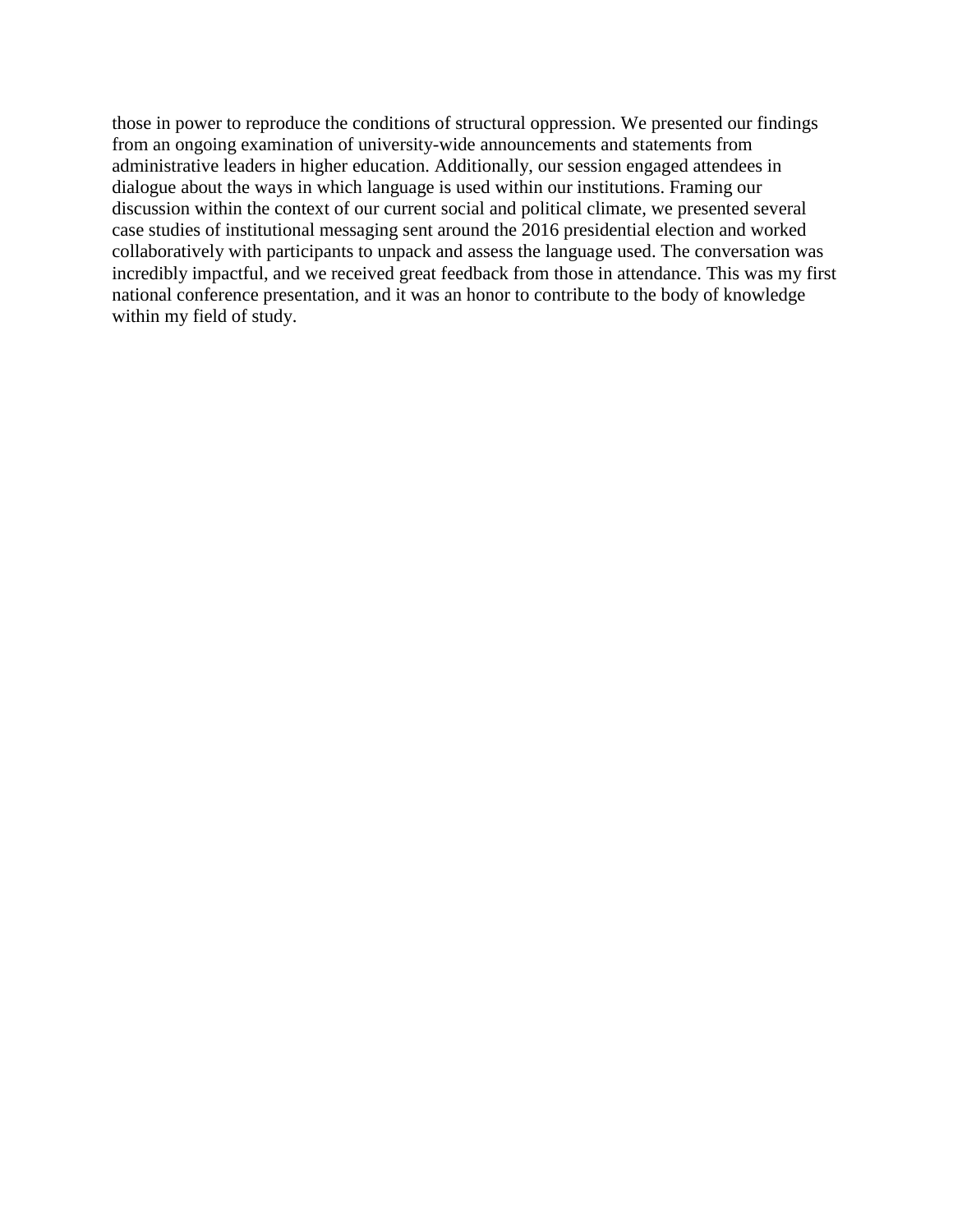those in power to reproduce the conditions of structural oppression. We presented our findings from an ongoing examination of university-wide announcements and statements from administrative leaders in higher education. Additionally, our session engaged attendees in dialogue about the ways in which language is used within our institutions. Framing our discussion within the context of our current social and political climate, we presented several case studies of institutional messaging sent around the 2016 presidential election and worked collaboratively with participants to unpack and assess the language used. The conversation was incredibly impactful, and we received great feedback from those in attendance. This was my first national conference presentation, and it was an honor to contribute to the body of knowledge within my field of study.